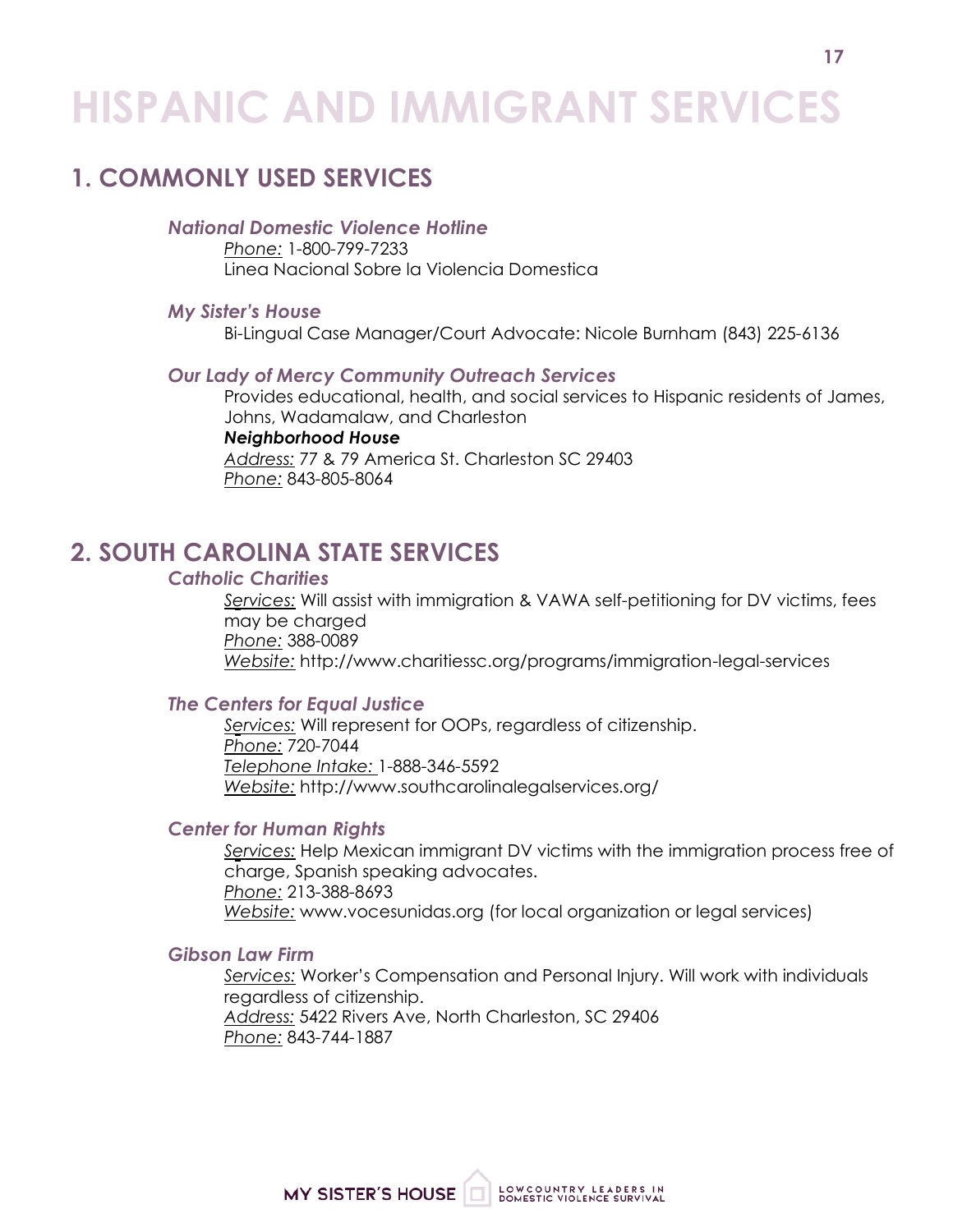# HISPANIC AND IMMIGRANT SERVICES

## 1. COMMONLY USED SERVICES

***National Domestic Violence Hotline***

*Phone:* 1-800-799-7233
Linea Nacional Sobre la Violencia Domestica

***My Sister's House***

Bi-Lingual Case Manager/Court Advocate: Nicole Burnham (843) 225-6136

***Our Lady of Mercy Community Outreach Services***

Provides educational, health, and social services to Hispanic residents of James, Johns, Wadamalaw, and Charleston

***Neighborhood House***

*Address:* 77 & 79 America St. Charleston SC 29403
*Phone:* 843-805-8064

## 2. SOUTH CAROLINA STATE SERVICES

***Catholic Charities***

*Services:* Will assist with immigration & VAWA self-petitioning for DV victims, fees may be charged
*Phone:* 388-0089
*Website:* http://www.charitiessc.org/programs/immigration-legal-services

***The Centers for Equal Justice***

*Services:* Will represent for OOPs, regardless of citizenship.
*Phone:* 720-7044
*Telephone Intake:* 1-888-346-5592
*Website:* http://www.southcarolinalegalservices.org/

***Center for Human Rights***

*Services:* Help Mexican immigrant DV victims with the immigration process free of charge, Spanish speaking advocates.
*Phone:* 213-388-8693
*Website:* www.vocesunidas.org (for local organization or legal services)

***Gibson Law Firm***

*Services:* Worker's Compensation and Personal Injury. Will work with individuals regardless of citizenship.
*Address:* 5422 Rivers Ave, North Charleston, SC 29406
*Phone:* 843-744-1887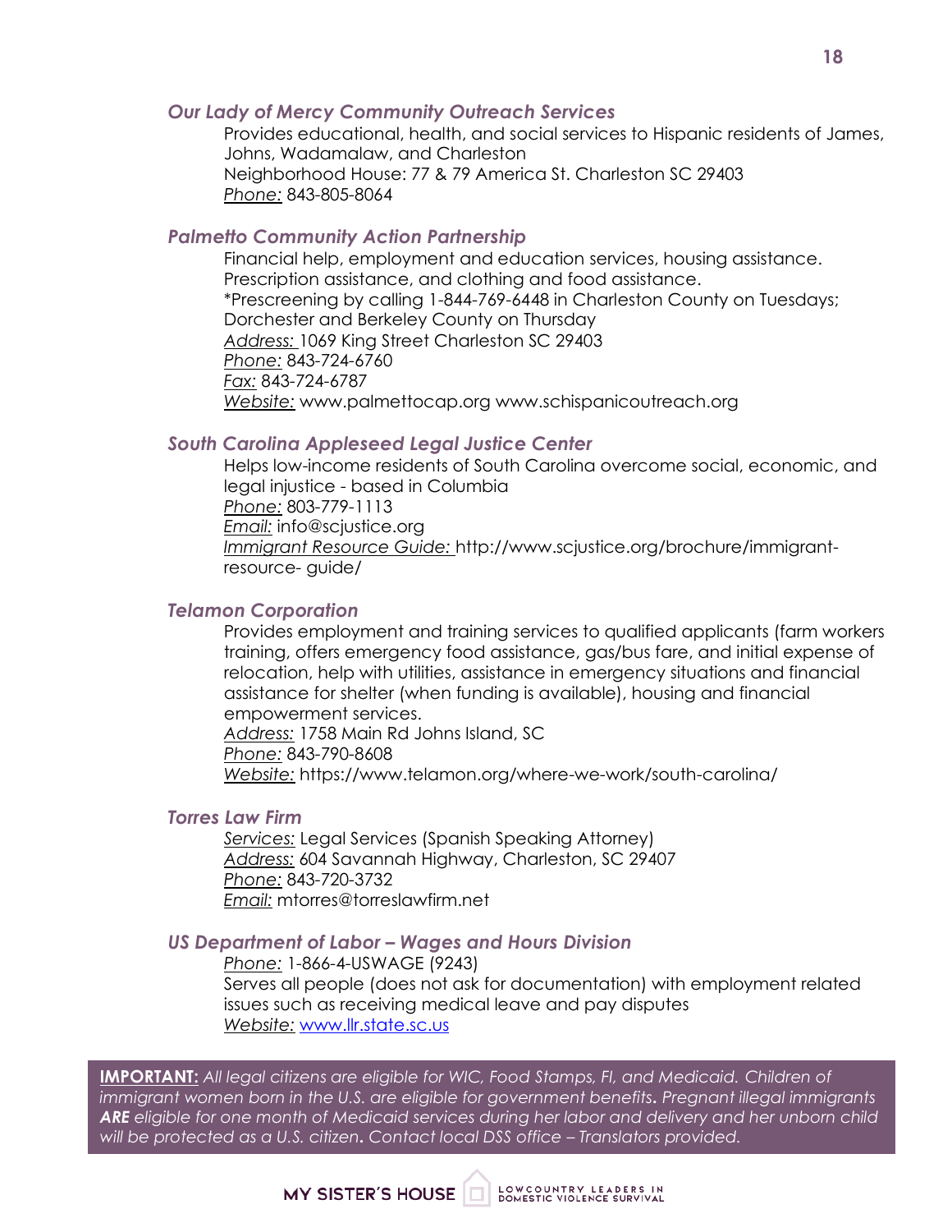### *Our Lady of Mercy Community Outreach Services*

Provides educational, health, and social services to Hispanic residents of James, Johns, Wadamalaw, and Charleston
Neighborhood House: 77 & 79 America St. Charleston SC 29403
*Phone:* 843-805-8064

### *Palmetto Community Action Partnership*

Financial help, employment and education services, housing assistance. Prescription assistance, and clothing and food assistance.
*Prescreening by calling 1-844-769-6448 in Charleston County on Tuesdays; Dorchester and Berkeley County on Thursday
*Address:* 1069 King Street Charleston SC 29403
*Phone:* 843-724-6760
*Fax:* 843-724-6787
*Website:* www.palmettocap.org www.schispanicoutreach.org

### *South Carolina Appleseed Legal Justice Center*

Helps low-income residents of South Carolina overcome social, economic, and legal injustice - based in Columbia
*Phone:* 803-779-1113
*Email:* info@scjustice.org
*Immigrant Resource Guide:* http://www.scjustice.org/brochure/immigrant-resource- guide/

### *Telamon Corporation*

Provides employment and training services to qualified applicants (farm workers training, offers emergency food assistance, gas/bus fare, and initial expense of relocation, help with utilities, assistance in emergency situations and financial assistance for shelter (when funding is available), housing and financial empowerment services.
*Address:* 1758 Main Rd Johns Island, SC
*Phone:* 843-790-8608
*Website:* https://www.telamon.org/where-we-work/south-carolina/

### *Torres Law Firm*

*Services:* Legal Services (Spanish Speaking Attorney)
*Address:* 604 Savannah Highway, Charleston, SC 29407
*Phone:* 843-720-3732
*Email:* mtorres@torreslawfirm.net

### *US Department of Labor – Wages and Hours Division*

*Phone:* 1-866-4-USWAGE (9243)
Serves all people (does not ask for documentation) with employment related issues such as receiving medical leave and pay disputes
*Website:* www.llr.state.sc.us

**IMPORTANT:** *All legal citizens are eligible for WIC, Food Stamps, FI, and Medicaid. Children of immigrant women born in the U.S. are eligible for government benefits. Pregnant illegal immigrants **ARE** eligible for one month of Medicaid services during her labor and delivery and her unborn child will be protected as a U.S. citizen. Contact local DSS office – Translators provided.*